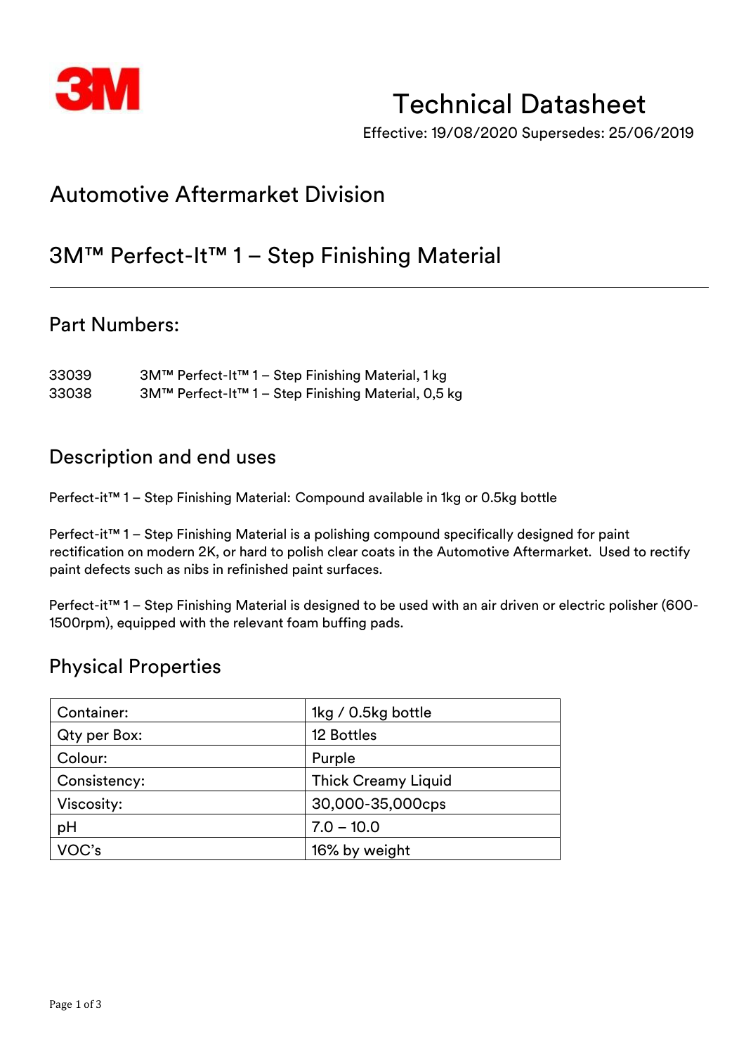3M

# Technical Datasheet

Effective: 19/08/2020 Supersedes: 25/06/2019

## Automotive Aftermarket Division

## 3M™ Perfect-It™ 1 – Step Finishing Material

---

## Part Numbers:

33039 3M™ Perfect-It™ 1 – Step Finishing Material, 1 kg
33038 3M™ Perfect-It™ 1 – Step Finishing Material, 0,5 kg

## Description and end uses

Perfect-it™ 1 – Step Finishing Material: Compound available in 1kg or 0.5kg bottle

Perfect-it™ 1 – Step Finishing Material is a polishing compound specifically designed for paint rectification on modern 2K, or hard to polish clear coats in the Automotive Aftermarket. Used to rectify paint defects such as nibs in refinished paint surfaces.

Perfect-it™ 1 – Step Finishing Material is designed to be used with an air driven or electric polisher (600-1500rpm), equipped with the relevant foam buffing pads.

## Physical Properties

| Container: | 1kg / 0.5kg bottle |
|---|---|
| Qty per Box: | 12 Bottles |
| Colour: | Purple |
| Consistency: | Thick Creamy Liquid |
| Viscosity: | 30,000-35,000cps |
| pH | 7.0 – 10.0 |
| VOC's | 16% by weight |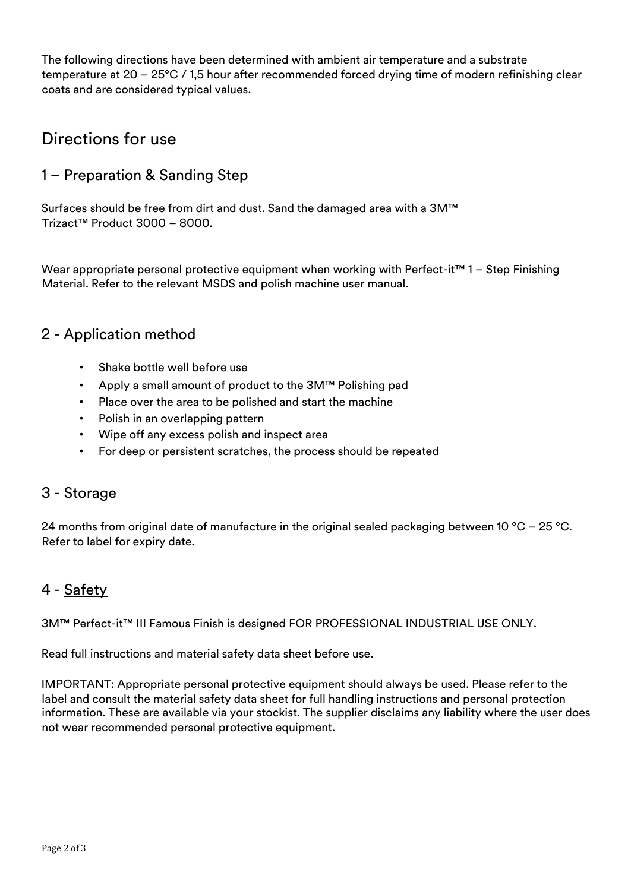The following directions have been determined with ambient air temperature and a substrate temperature at 20 – 25°C / 1,5 hour after recommended forced drying time of modern refinishing clear coats and are considered typical values.

# Directions for use

## 1 – Preparation & Sanding Step

Surfaces should be free from dirt and dust. Sand the damaged area with a 3M™ Trizact™ Product 3000 – 8000.

Wear appropriate personal protective equipment when working with Perfect-it™ 1 – Step Finishing Material. Refer to the relevant MSDS and polish machine user manual.

## 2 - Application method

- Shake bottle well before use
- Apply a small amount of product to the 3M™ Polishing pad
- Place over the area to be polished and start the machine
- Polish in an overlapping pattern
- Wipe off any excess polish and inspect area
- For deep or persistent scratches, the process should be repeated

## 3 - Storage

24 months from original date of manufacture in the original sealed packaging between 10 °C – 25 °C. Refer to label for expiry date.

## 4 - Safety

3M™ Perfect-it™ III Famous Finish is designed FOR PROFESSIONAL INDUSTRIAL USE ONLY.

Read full instructions and material safety data sheet before use.

IMPORTANT: Appropriate personal protective equipment should always be used. Please refer to the label and consult the material safety data sheet for full handling instructions and personal protection information. These are available via your stockist. The supplier disclaims any liability where the user does not wear recommended personal protective equipment.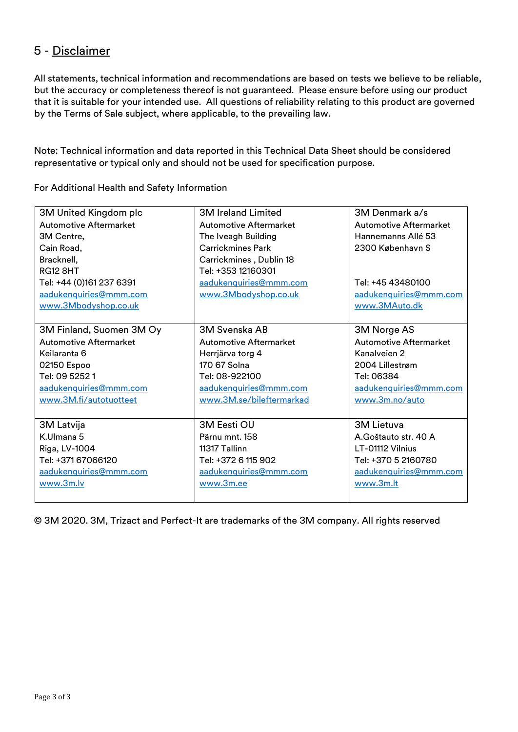## 5 - Disclaimer

All statements, technical information and recommendations are based on tests we believe to be reliable, but the accuracy or completeness thereof is not guaranteed. Please ensure before using our product that it is suitable for your intended use. All questions of reliability relating to this product are governed by the Terms of Sale subject, where applicable, to the prevailing law.

Note: Technical information and data reported in this Technical Data Sheet should be considered representative or typical only and should not be used for specification purpose.

For Additional Health and Safety Information

| | | |
|---|---|---|
| 3M United Kingdom plc<br>Automotive Aftermarket<br>3M Centre,<br>Cain Road,<br>Bracknell,<br>RG12 8HT<br>Tel: +44 (0)161 237 6391<br>aadukenquiries@mmm.com<br>www.3Mbodyshop.co.uk | 3M Ireland Limited<br>Automotive Aftermarket<br>The Iveagh Building<br>Carrickmines Park<br>Carrickmines , Dublin 18<br>Tel: +353 12160301<br>aadukenquiries@mmm.com<br>www.3Mbodyshop.co.uk | 3M Denmark a/s<br>Automotive Aftermarket<br>Hannemanns Allé 53<br>2300 København S<br><br>Tel: +45 43480100<br>aadukenquiries@mmm.com<br>www.3MAuto.dk |
| 3M Finland, Suomen 3M Oy<br>Automotive Aftermarket<br>Keilaranta 6<br>02150 Espoo<br>Tel: 09 5252 1<br>aadukenquiries@mmm.com<br>www.3M.fi/autotuotteet | 3M Svenska AB<br>Automotive Aftermarket<br>Herrjärva torg 4<br>170 67 Solna<br>Tel: 08-922100<br>aadukenquiries@mmm.com<br>www.3M.se/bileftermarkad | 3M Norge AS<br>Automotive Aftermarket<br>Kanalveien 2<br>2004 Lillestrøm<br>Tel: 06384<br>aadukenquiries@mmm.com<br>www.3m.no/auto |
| 3M Latvija<br>K.Ulmana 5<br>Riga, LV-1004<br>Tel: +371 67066120<br>aadukenquiries@mmm.com<br>www.3m.lv | 3M Eesti OU<br>Pärnu mnt. 158<br>11317 Tallinn<br>Tel: +372 6 115 902<br>aadukenquiries@mmm.com<br>www.3m.ee | 3M Lietuva<br>A.Goštauto str. 40 A<br>LT-01112 Vilnius<br>Tel: +370 5 2160780<br>aadukenquiries@mmm.com<br>www.3m.lt |

© 3M 2020. 3M, Trizact and Perfect-It are trademarks of the 3M company. All rights reserved